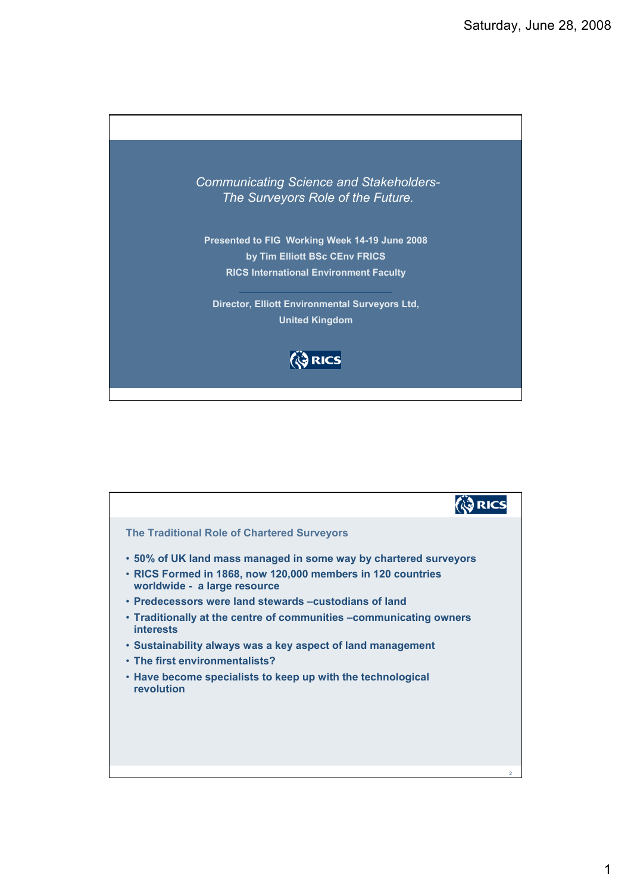*Communicating Science and Stakeholders-*
*The Surveyors Role of the Future.*

**Presented to FIG Working Week 14-19 June 2008**
**by Tim Elliott BSc CEnv FRICS**
**RICS International Environment Faculty**

**Director, Elliott Environmental Surveyors Ltd,**
**United Kingdom**

## The Traditional Role of Chartered Surveyors

- **50% of UK land mass managed in some way by chartered surveyors**
- **RICS Formed in 1868, now 120,000 members in 120 countries worldwide - a large resource**
- **Predecessors were land stewards –custodians of land**
- **Traditionally at the centre of communities –communicating owners interests**
- **Sustainability always was a key aspect of land management**
- **The first environmentalists?**
- **Have become specialists to keep up with the technological revolution**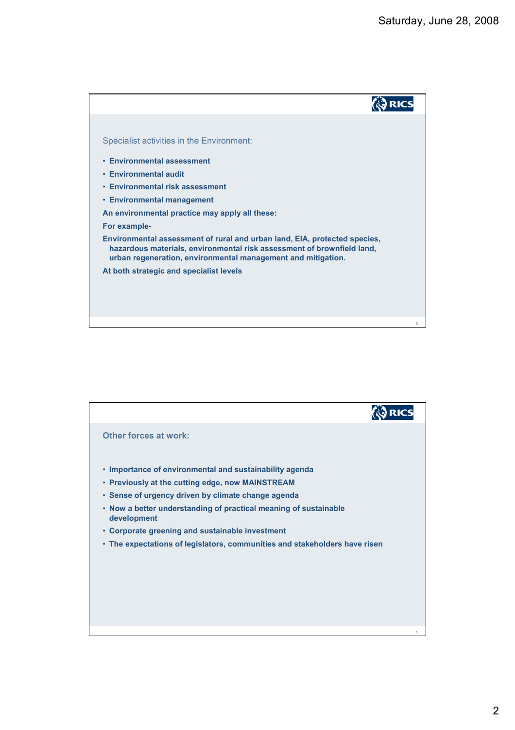Specialist activities in the Environment:

- **Environmental assessment**
- **Environmental audit**
- **Environmental risk assessment**
- **Environmental management**

**An environmental practice may apply all these:**

**For example-**

**Environmental assessment of rural and urban land, EIA, protected species, hazardous materials, environmental risk assessment of brownfield land, urban regeneration, environmental management and mitigation.**

**At both strategic and specialist levels**

**Other forces at work:**

- **Importance of environmental and sustainability agenda**
- **Previously at the cutting edge, now MAINSTREAM**
- **Sense of urgency driven by climate change agenda**
- **Now a better understanding of practical meaning of sustainable development**
- **Corporate greening and sustainable investment**
- **The expectations of legislators, communities and stakeholders have risen**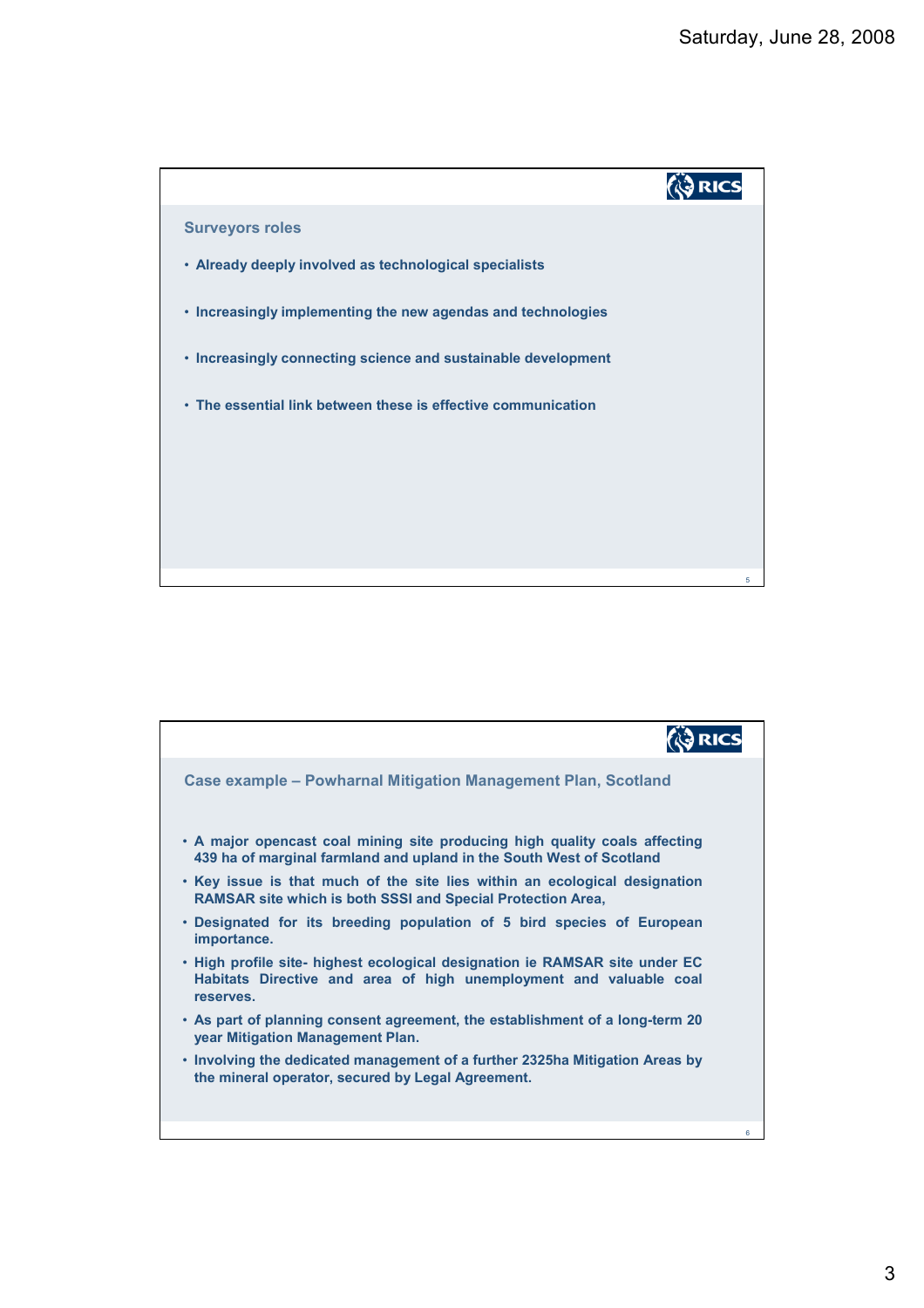## Surveyors roles

- **Already deeply involved as technological specialists**
- **Increasingly implementing the new agendas and technologies**
- **Increasingly connecting science and sustainable development**
- **The essential link between these is effective communication**

## Case example – Powharnal Mitigation Management Plan, Scotland

- **A major opencast coal mining site producing high quality coals affecting 439 ha of marginal farmland and upland in the South West of Scotland**
- **Key issue is that much of the site lies within an ecological designation RAMSAR site which is both SSSI and Special Protection Area,**
- **Designated for its breeding population of 5 bird species of European importance.**
- **High profile site- highest ecological designation ie RAMSAR site under EC Habitats Directive and area of high unemployment and valuable coal reserves.**
- **As part of planning consent agreement, the establishment of a long-term 20 year Mitigation Management Plan.**
- **Involving the dedicated management of a further 2325ha Mitigation Areas by the mineral operator, secured by Legal Agreement.**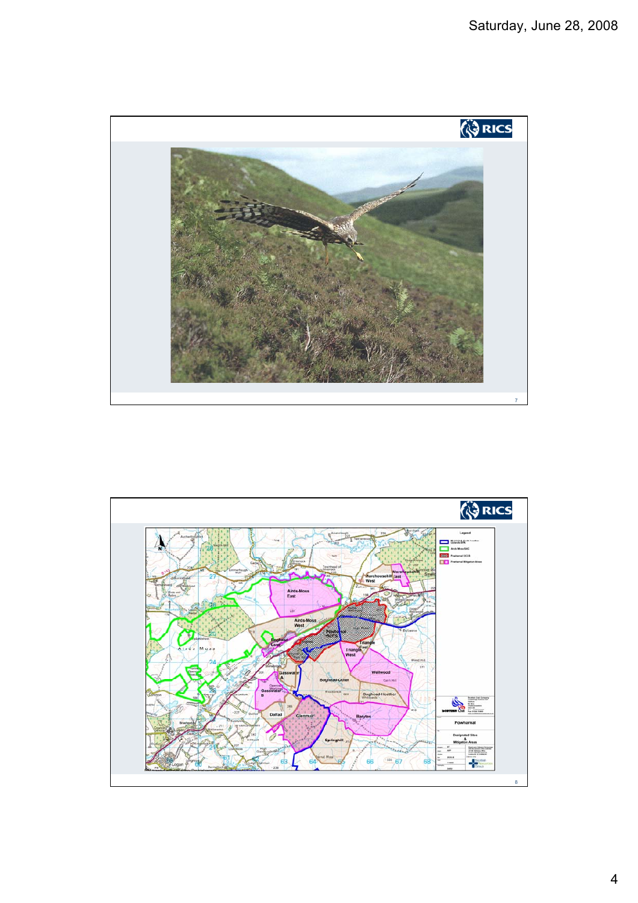RICS

RICS

**Legend**

- Muirkirk & North Lowther Uplands SPA
- Airds Moss SAC
- Powharnal OCCS
- Powharnal Mitigation Areas

Scottish Coal

**Powharnal**

**Designated Sites & Mitigation Areas**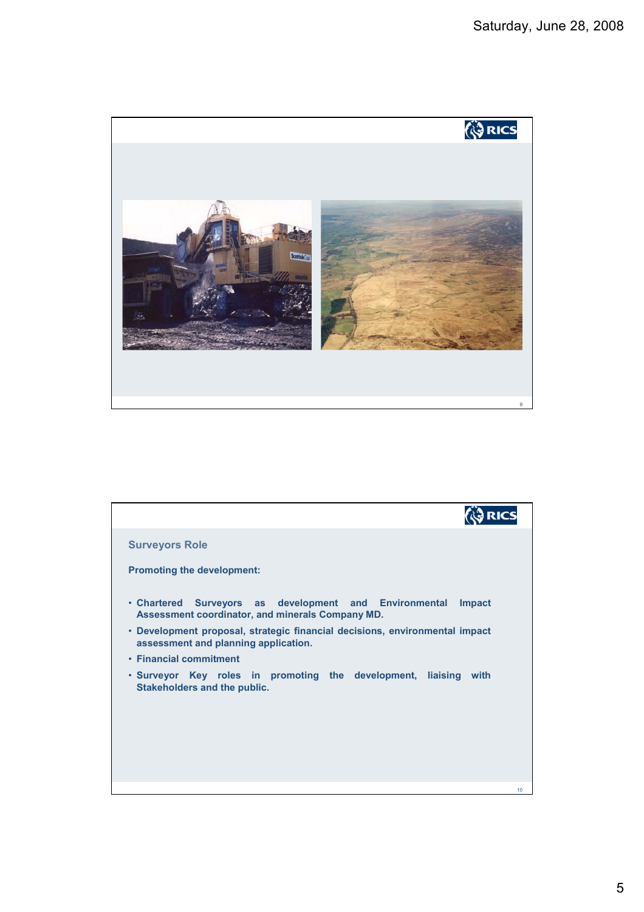## Surveyors Role

**Promoting the development:**

- **Chartered Surveyors as development and Environmental Impact Assessment coordinator, and minerals Company MD.**
- **Development proposal, strategic financial decisions, environmental impact assessment and planning application.**
- **Financial commitment**
- **Surveyor Key roles in promoting the development, liaising with Stakeholders and the public.**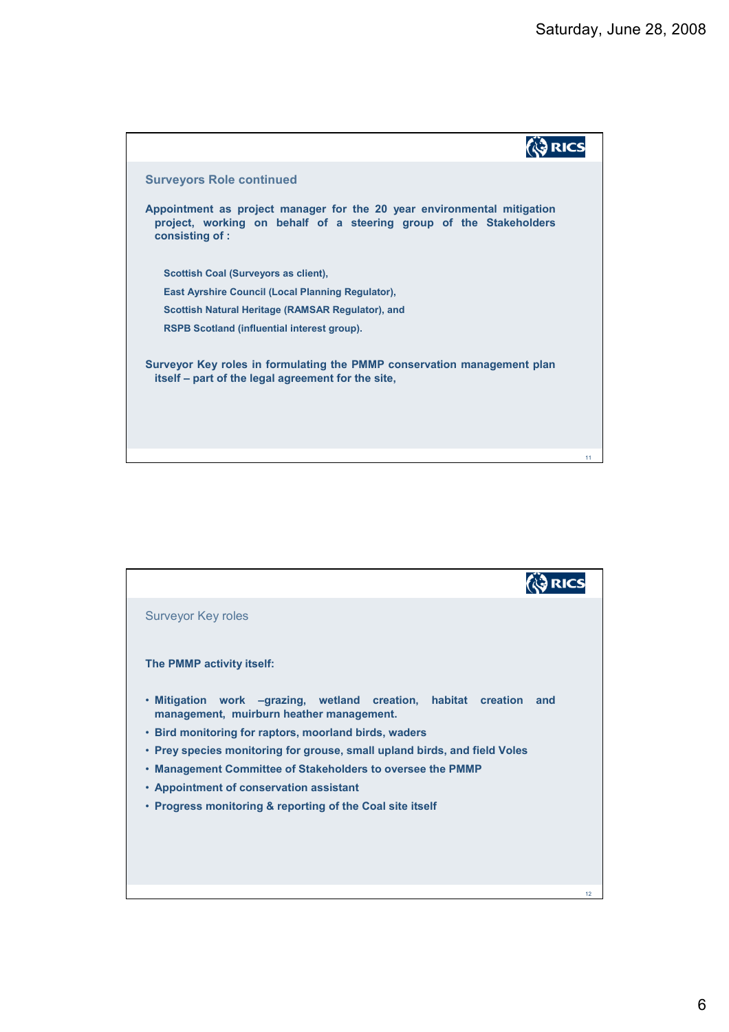## Surveyors Role continued

**Appointment as project manager for the 20 year environmental mitigation project, working on behalf of a steering group of the Stakeholders consisting of :**

**Scottish Coal (Surveyors as client),**

**East Ayrshire Council (Local Planning Regulator),**

**Scottish Natural Heritage (RAMSAR Regulator), and**

**RSPB Scotland (influential interest group).**

**Surveyor Key roles in formulating the PMMP conservation management plan itself – part of the legal agreement for the site,**

## Surveyor Key roles

**The PMMP activity itself:**

- **Mitigation work –grazing, wetland creation, habitat creation and management, muirburn heather management.**
- **Bird monitoring for raptors, moorland birds, waders**
- **Prey species monitoring for grouse, small upland birds, and field Voles**
- **Management Committee of Stakeholders to oversee the PMMP**
- **Appointment of conservation assistant**
- **Progress monitoring & reporting of the Coal site itself**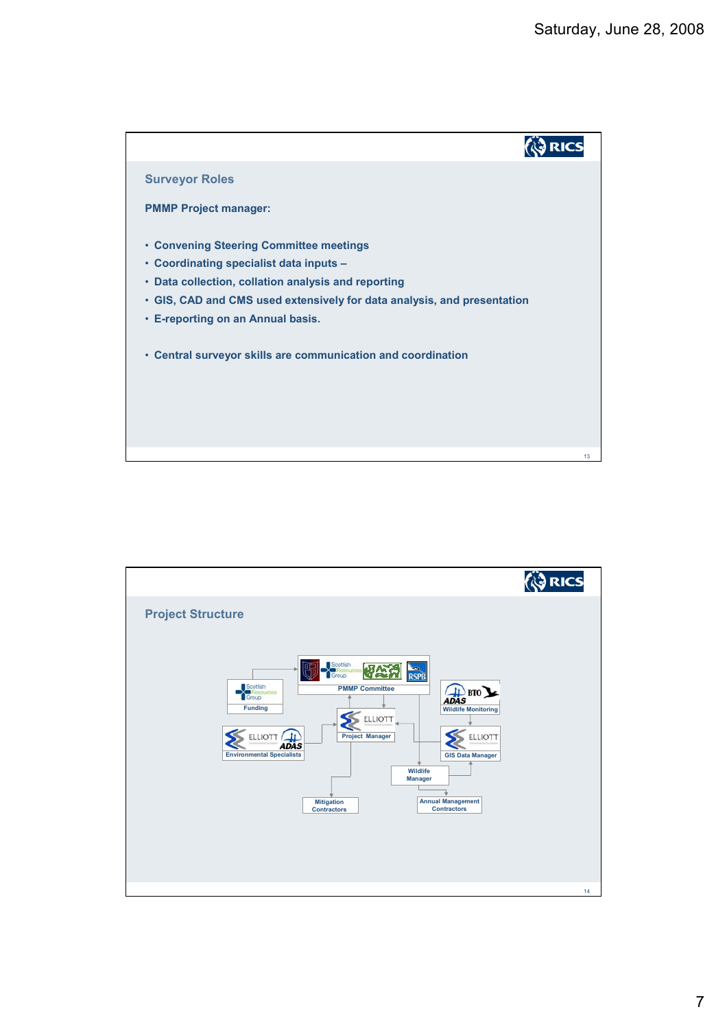## Surveyor Roles

**PMMP Project manager:**

- Convening Steering Committee meetings
- Coordinating specialist data inputs –
- Data collection, collation analysis and reporting
- GIS, CAD and CMS used extensively for data analysis, and presentation
- E-reporting on an Annual basis.

- Central surveyor skills are communication and coordination

## Project Structure

- PMMP Committee
- Funding
- Wildlife Monitoring
- Project Manager
- Environmental Specialists
- GIS Data Manager
- Wildlife Manager
- Mitigation Contractors
- Annual Management Contractors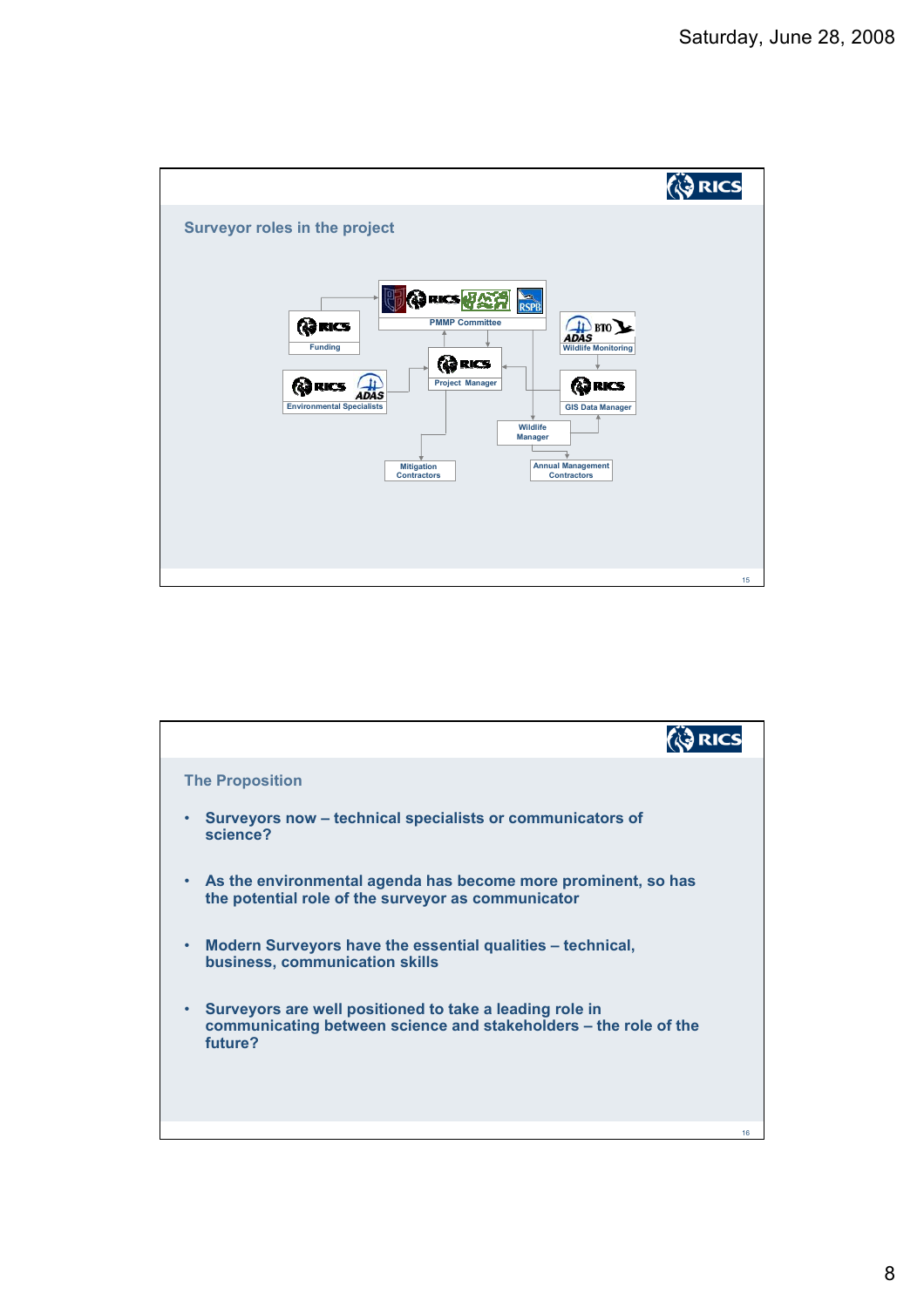## Surveyor roles in the project

- PMMP Committee
- Funding
- Wildlife Monitoring
- Project Manager
- Environmental Specialists
- GIS Data Manager
- Wildlife Manager
- Mitigation Contractors
- Annual Management Contractors

## The Proposition

- Surveyors now – technical specialists or communicators of science?
- As the environmental agenda has become more prominent, so has the potential role of the surveyor as communicator
- Modern Surveyors have the essential qualities – technical, business, communication skills
- Surveyors are well positioned to take a leading role in communicating between science and stakeholders – the role of the future?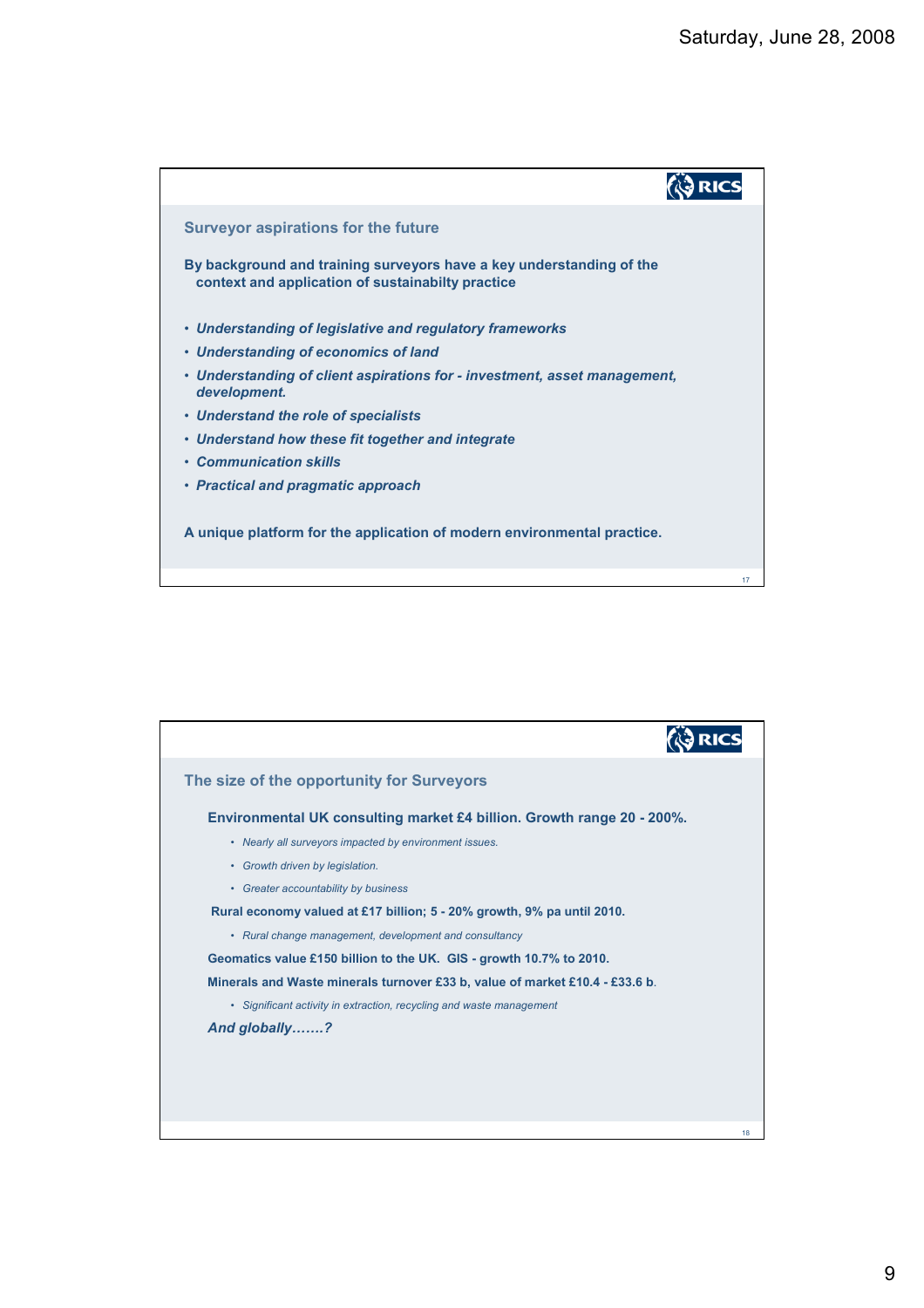## Surveyor aspirations for the future

**By background and training surveyors have a key understanding of the context and application of sustainabilty practice**

- ***Understanding of legislative and regulatory frameworks***
- ***Understanding of economics of land***
- ***Understanding of client aspirations for - investment, asset management, development.***
- ***Understand the role of specialists***
- ***Understand how these fit together and integrate***
- ***Communication skills***
- ***Practical and pragmatic approach***

**A unique platform for the application of modern environmental practice.**

## The size of the opportunity for Surveyors

**Environmental UK consulting market £4 billion. Growth range 20 - 200%.**

- *Nearly all surveyors impacted by environment issues.*
- *Growth driven by legislation.*
- *Greater accountability by business*

**Rural economy valued at £17 billion; 5 - 20% growth, 9% pa until 2010.**

- *Rural change management, development and consultancy*

**Geomatics value £150 billion to the UK. GIS - growth 10.7% to 2010.**

**Minerals and Waste minerals turnover £33 b, value of market £10.4 - £33.6 b.**

- *Significant activity in extraction, recycling and waste management*

***And globally…….?***